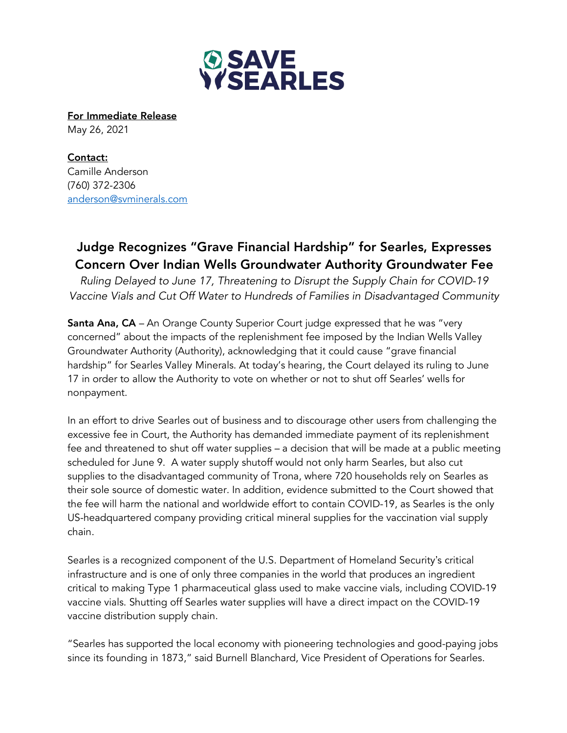**SAVE SEARLES**

**For Immediate Release**
May 26, 2021

**Contact:**
Camille Anderson
(760) 372-2306
anderson@svminerals.com

## Judge Recognizes "Grave Financial Hardship" for Searles, Expresses Concern Over Indian Wells Groundwater Authority Groundwater Fee

*Ruling Delayed to June 17, Threatening to Disrupt the Supply Chain for COVID-19 Vaccine Vials and Cut Off Water to Hundreds of Families in Disadvantaged Community*

**Santa Ana, CA** – An Orange County Superior Court judge expressed that he was "very concerned" about the impacts of the replenishment fee imposed by the Indian Wells Valley Groundwater Authority (Authority), acknowledging that it could cause "grave financial hardship" for Searles Valley Minerals. At today's hearing, the Court delayed its ruling to June 17 in order to allow the Authority to vote on whether or not to shut off Searles' wells for nonpayment.

In an effort to drive Searles out of business and to discourage other users from challenging the excessive fee in Court, the Authority has demanded immediate payment of its replenishment fee and threatened to shut off water supplies – a decision that will be made at a public meeting scheduled for June 9. A water supply shutoff would not only harm Searles, but also cut supplies to the disadvantaged community of Trona, where 720 households rely on Searles as their sole source of domestic water. In addition, evidence submitted to the Court showed that the fee will harm the national and worldwide effort to contain COVID-19, as Searles is the only US-headquartered company providing critical mineral supplies for the vaccination vial supply chain.

Searles is a recognized component of the U.S. Department of Homeland Security's critical infrastructure and is one of only three companies in the world that produces an ingredient critical to making Type 1 pharmaceutical glass used to make vaccine vials, including COVID-19 vaccine vials. Shutting off Searles water supplies will have a direct impact on the COVID-19 vaccine distribution supply chain.

"Searles has supported the local economy with pioneering technologies and good-paying jobs since its founding in 1873," said Burnell Blanchard, Vice President of Operations for Searles.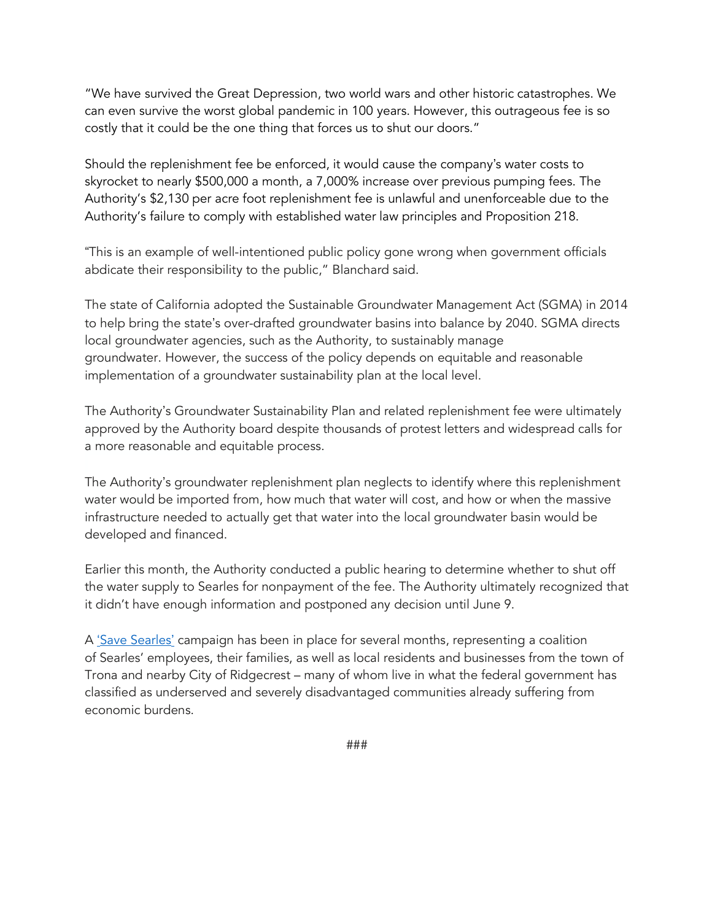“We have survived the Great Depression, two world wars and other historic catastrophes. We can even survive the worst global pandemic in 100 years. However, this outrageous fee is so costly that it could be the one thing that forces us to shut our doors.”

Should the replenishment fee be enforced, it would cause the company’s water costs to skyrocket to nearly $500,000 a month, a 7,000% increase over previous pumping fees. The Authority’s $2,130 per acre foot replenishment fee is unlawful and unenforceable due to the Authority’s failure to comply with established water law principles and Proposition 218.

“This is an example of well-intentioned public policy gone wrong when government officials abdicate their responsibility to the public,” Blanchard said.

The state of California adopted the Sustainable Groundwater Management Act (SGMA) in 2014 to help bring the state’s over-drafted groundwater basins into balance by 2040. SGMA directs local groundwater agencies, such as the Authority, to sustainably manage groundwater. However, the success of the policy depends on equitable and reasonable implementation of a groundwater sustainability plan at the local level.

The Authority’s Groundwater Sustainability Plan and related replenishment fee were ultimately approved by the Authority board despite thousands of protest letters and widespread calls for a more reasonable and equitable process.

The Authority’s groundwater replenishment plan neglects to identify where this replenishment water would be imported from, how much that water will cost, and how or when the massive infrastructure needed to actually get that water into the local groundwater basin would be developed and financed.

Earlier this month, the Authority conducted a public hearing to determine whether to shut off the water supply to Searles for nonpayment of the fee. The Authority ultimately recognized that it didn’t have enough information and postponed any decision until June 9.

A ‘Save Searles’ campaign has been in place for several months, representing a coalition of Searles’ employees, their families, as well as local residents and businesses from the town of Trona and nearby City of Ridgecrest – many of whom live in what the federal government has classified as underserved and severely disadvantaged communities already suffering from economic burdens.

###